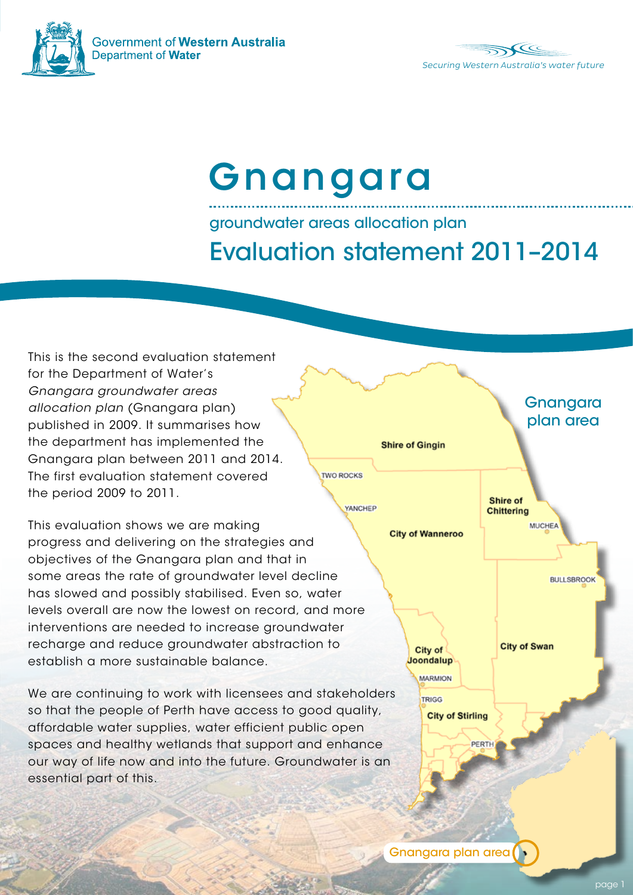Government of **Western Australia**
Department of **Water**

*Securing Western Australia's water future*

# Gnangara

## groundwater areas allocation plan

## Evaluation statement 2011–2014

This is the second evaluation statement for the Department of Water's *Gnangara groundwater areas allocation plan* (Gnangara plan) published in 2009. It summarises how the department has implemented the Gnangara plan between 2011 and 2014. The first evaluation statement covered the period 2009 to 2011.

This evaluation shows we are making progress and delivering on the strategies and objectives of the Gnangara plan and that in some areas the rate of groundwater level decline has slowed and possibly stabilised. Even so, water levels overall are now the lowest on record, and more interventions are needed to increase groundwater recharge and reduce groundwater abstraction to establish a more sustainable balance.

We are continuing to work with licensees and stakeholders so that the people of Perth have access to good quality, affordable water supplies, water efficient public open spaces and healthy wetlands that support and enhance our way of life now and into the future. Groundwater is an essential part of this.

Gnangara plan area

Shire of Gingin
TWO ROCKS
YANCHEP
Shire of Chittering
MUCHEA
City of Wanneroo
BULLSBROOK
City of Joondalup
City of Swan
MARMION
TRIGG
City of Stirling
PERTH

Gnangara plan area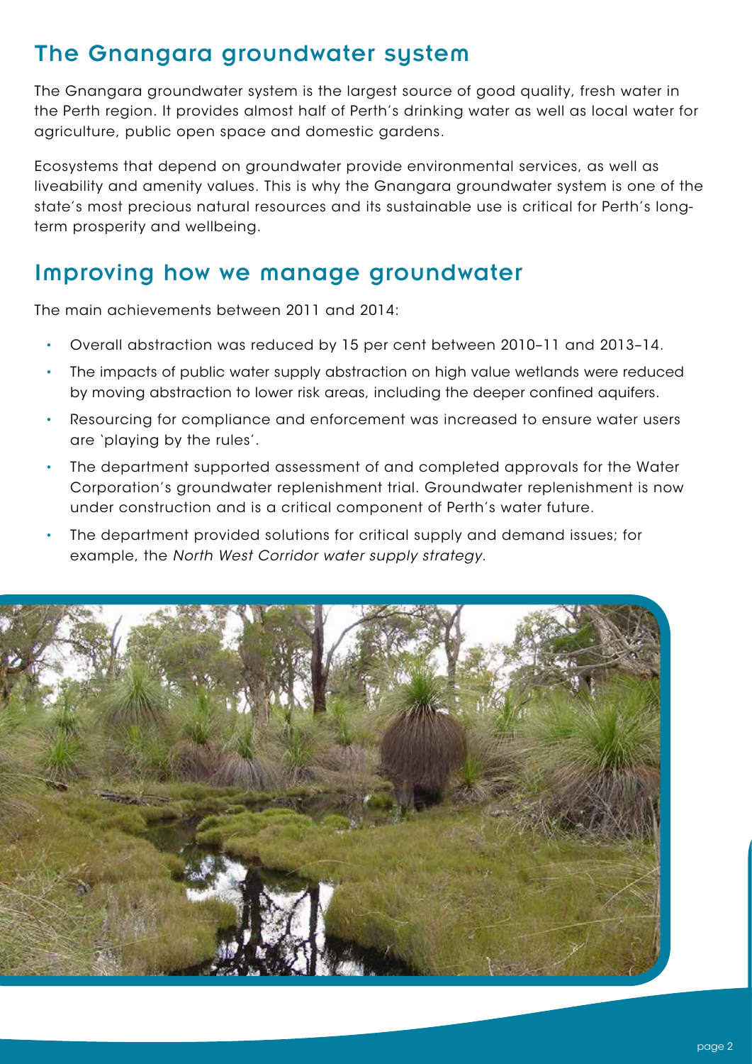## The Gnangara groundwater system

The Gnangara groundwater system is the largest source of good quality, fresh water in the Perth region. It provides almost half of Perth's drinking water as well as local water for agriculture, public open space and domestic gardens.

Ecosystems that depend on groundwater provide environmental services, as well as liveability and amenity values. This is why the Gnangara groundwater system is one of the state's most precious natural resources and its sustainable use is critical for Perth's long-term prosperity and wellbeing.

## Improving how we manage groundwater

The main achievements between 2011 and 2014:

- Overall abstraction was reduced by 15 per cent between 2010–11 and 2013–14.
- The impacts of public water supply abstraction on high value wetlands were reduced by moving abstraction to lower risk areas, including the deeper confined aquifers.
- Resourcing for compliance and enforcement was increased to ensure water users are 'playing by the rules'.
- The department supported assessment of and completed approvals for the Water Corporation's groundwater replenishment trial. Groundwater replenishment is now under construction and is a critical component of Perth's water future.
- The department provided solutions for critical supply and demand issues; for example, the *North West Corridor water supply strategy*.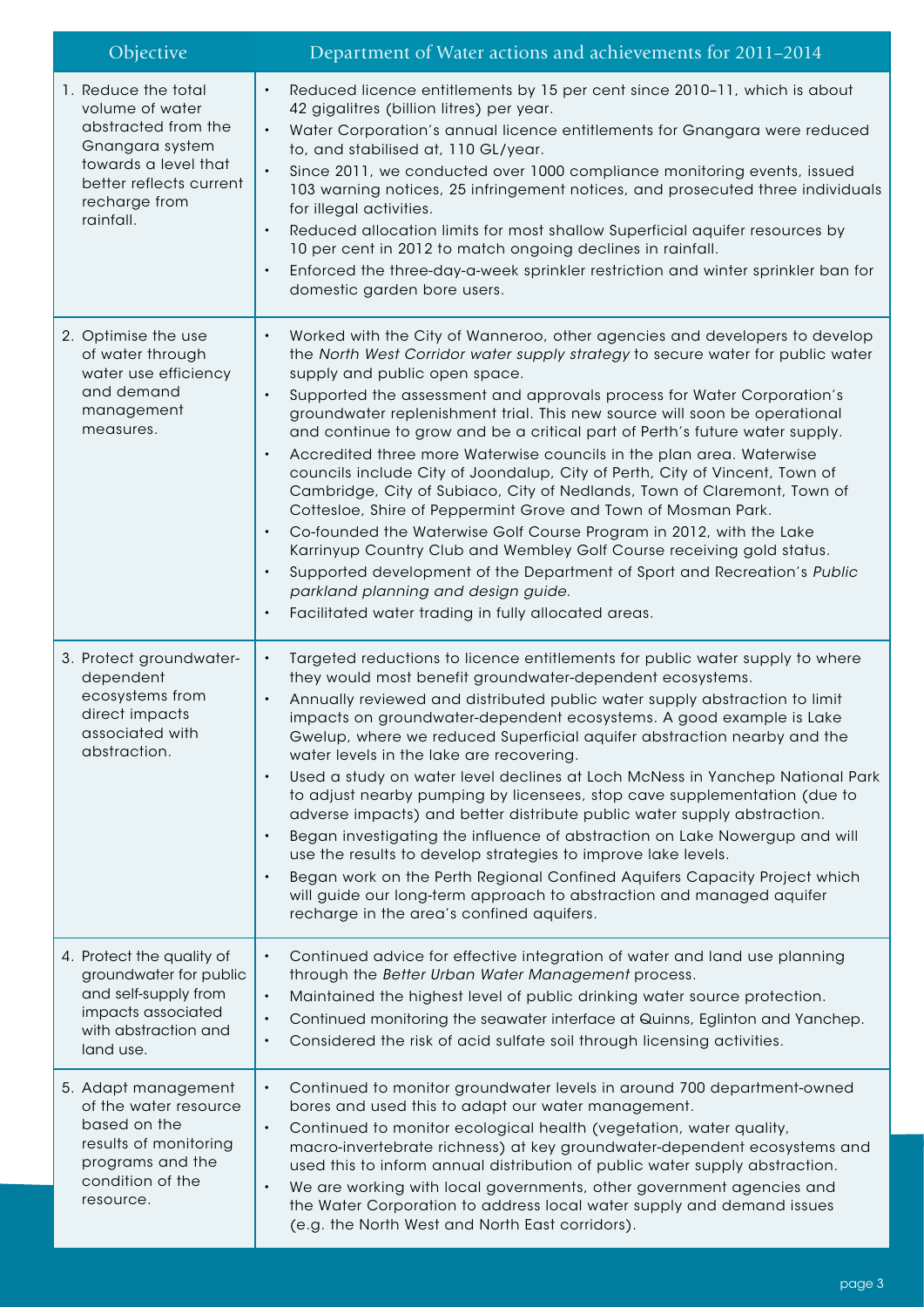| Objective | Department of Water actions and achievements for 2011–2014 |
|---|---|
| 1. Reduce the total volume of water abstracted from the Gnangara system towards a level that better reflects current recharge from rainfall. | • Reduced licence entitlements by 15 per cent since 2010–11, which is about 42 gigalitres (billion litres) per year.<br>• Water Corporation's annual licence entitlements for Gnangara were reduced to, and stabilised at, 110 GL/year.<br>• Since 2011, we conducted over 1000 compliance monitoring events, issued 103 warning notices, 25 infringement notices, and prosecuted three individuals for illegal activities.<br>• Reduced allocation limits for most shallow Superficial aquifer resources by 10 per cent in 2012 to match ongoing declines in rainfall.<br>• Enforced the three-day-a-week sprinkler restriction and winter sprinkler ban for domestic garden bore users. |
| 2. Optimise the use of water through water use efficiency and demand management measures. | • Worked with the City of Wanneroo, other agencies and developers to develop the *North West Corridor water supply strategy* to secure water for public water supply and public open space.<br>• Supported the assessment and approvals process for Water Corporation's groundwater replenishment trial. This new source will soon be operational and continue to grow and be a critical part of Perth's future water supply.<br>• Accredited three more Waterwise councils in the plan area. Waterwise councils include City of Joondalup, City of Perth, City of Vincent, Town of Cambridge, City of Subiaco, City of Nedlands, Town of Claremont, Town of Cottesloe, Shire of Peppermint Grove and Town of Mosman Park.<br>• Co-founded the Waterwise Golf Course Program in 2012, with the Lake Karrinyup Country Club and Wembley Golf Course receiving gold status.<br>• Supported development of the Department of Sport and Recreation's *Public parkland planning and design guide.*<br>• Facilitated water trading in fully allocated areas. |
| 3. Protect groundwater-dependent ecosystems from direct impacts associated with abstraction. | • Targeted reductions to licence entitlements for public water supply to where they would most benefit groundwater-dependent ecosystems.<br>• Annually reviewed and distributed public water supply abstraction to limit impacts on groundwater-dependent ecosystems. A good example is Lake Gwelup, where we reduced Superficial aquifer abstraction nearby and the water levels in the lake are recovering.<br>• Used a study on water level declines at Loch McNess in Yanchep National Park to adjust nearby pumping by licensees, stop cave supplementation (due to adverse impacts) and better distribute public water supply abstraction.<br>• Began investigating the influence of abstraction on Lake Nowergup and will use the results to develop strategies to improve lake levels.<br>• Began work on the Perth Regional Confined Aquifers Capacity Project which will guide our long-term approach to abstraction and managed aquifer recharge in the area's confined aquifers. |
| 4. Protect the quality of groundwater for public and self-supply from impacts associated with abstraction and land use. | • Continued advice for effective integration of water and land use planning through the *Better Urban Water Management* process.<br>• Maintained the highest level of public drinking water source protection.<br>• Continued monitoring the seawater interface at Quinns, Eglinton and Yanchep.<br>• Considered the risk of acid sulfate soil through licensing activities. |
| 5. Adapt management of the water resource based on the results of monitoring programs and the condition of the resource. | • Continued to monitor groundwater levels in around 700 department-owned bores and used this to adapt our water management.<br>• Continued to monitor ecological health (vegetation, water quality, macro-invertebrate richness) at key groundwater-dependent ecosystems and used this to inform annual distribution of public water supply abstraction.<br>• We are working with local governments, other government agencies and the Water Corporation to address local water supply and demand issues (e.g. the North West and North East corridors). |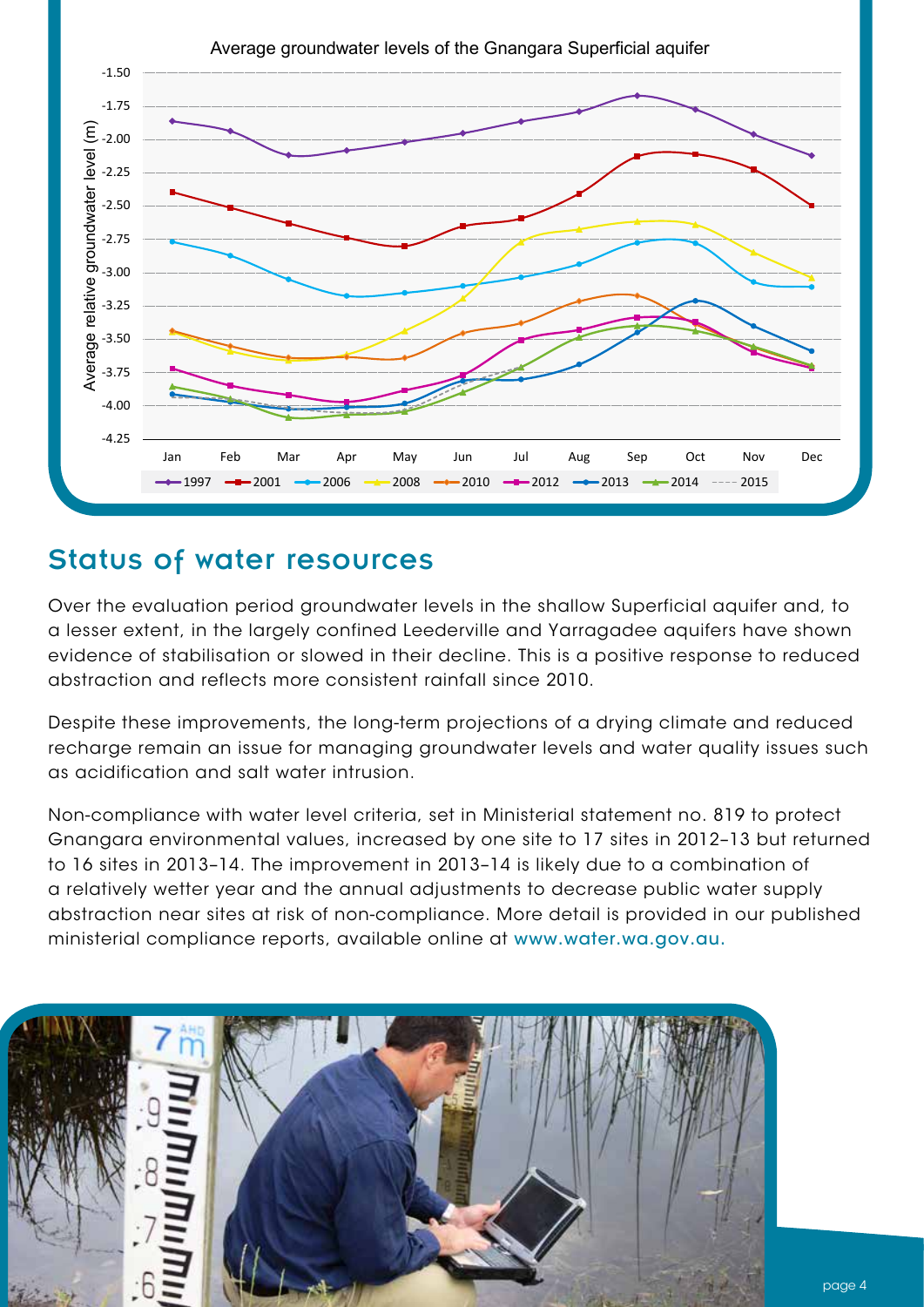Average groundwater levels of the Gnangara Superficial aquifer

## Status of water resources

Over the evaluation period groundwater levels in the shallow Superficial aquifer and, to a lesser extent, in the largely confined Leederville and Yarragadee aquifers have shown evidence of stabilisation or slowed in their decline. This is a positive response to reduced abstraction and reflects more consistent rainfall since 2010.

Despite these improvements, the long-term projections of a drying climate and reduced recharge remain an issue for managing groundwater levels and water quality issues such as acidification and salt water intrusion.

Non-compliance with water level criteria, set in Ministerial statement no. 819 to protect Gnangara environmental values, increased by one site to 17 sites in 2012–13 but returned to 16 sites in 2013–14. The improvement in 2013–14 is likely due to a combination of a relatively wetter year and the annual adjustments to decrease public water supply abstraction near sites at risk of non-compliance. More detail is provided in our published ministerial compliance reports, available online at www.water.wa.gov.au.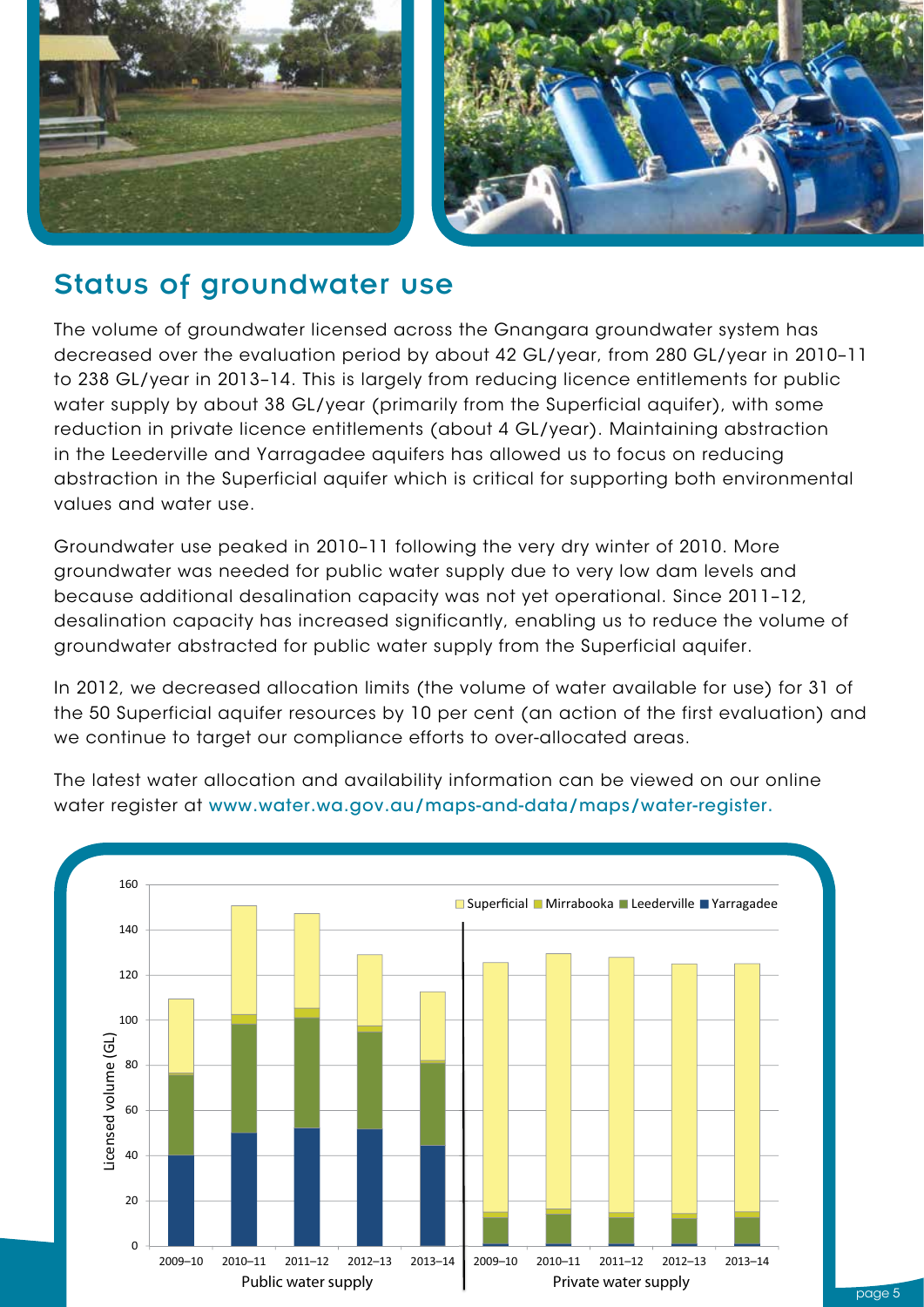## Status of groundwater use

The volume of groundwater licensed across the Gnangara groundwater system has decreased over the evaluation period by about 42 GL/year, from 280 GL/year in 2010–11 to 238 GL/year in 2013–14. This is largely from reducing licence entitlements for public water supply by about 38 GL/year (primarily from the Superficial aquifer), with some reduction in private licence entitlements (about 4 GL/year). Maintaining abstraction in the Leederville and Yarragadee aquifers has allowed us to focus on reducing abstraction in the Superficial aquifer which is critical for supporting both environmental values and water use.

Groundwater use peaked in 2010–11 following the very dry winter of 2010. More groundwater was needed for public water supply due to very low dam levels and because additional desalination capacity was not yet operational. Since 2011–12, desalination capacity has increased significantly, enabling us to reduce the volume of groundwater abstracted for public water supply from the Superficial aquifer.

In 2012, we decreased allocation limits (the volume of water available for use) for 31 of the 50 Superficial aquifer resources by 10 per cent (an action of the first evaluation) and we continue to target our compliance efforts to over-allocated areas.

The latest water allocation and availability information can be viewed on our online water register at www.water.wa.gov.au/maps-and-data/maps/water-register.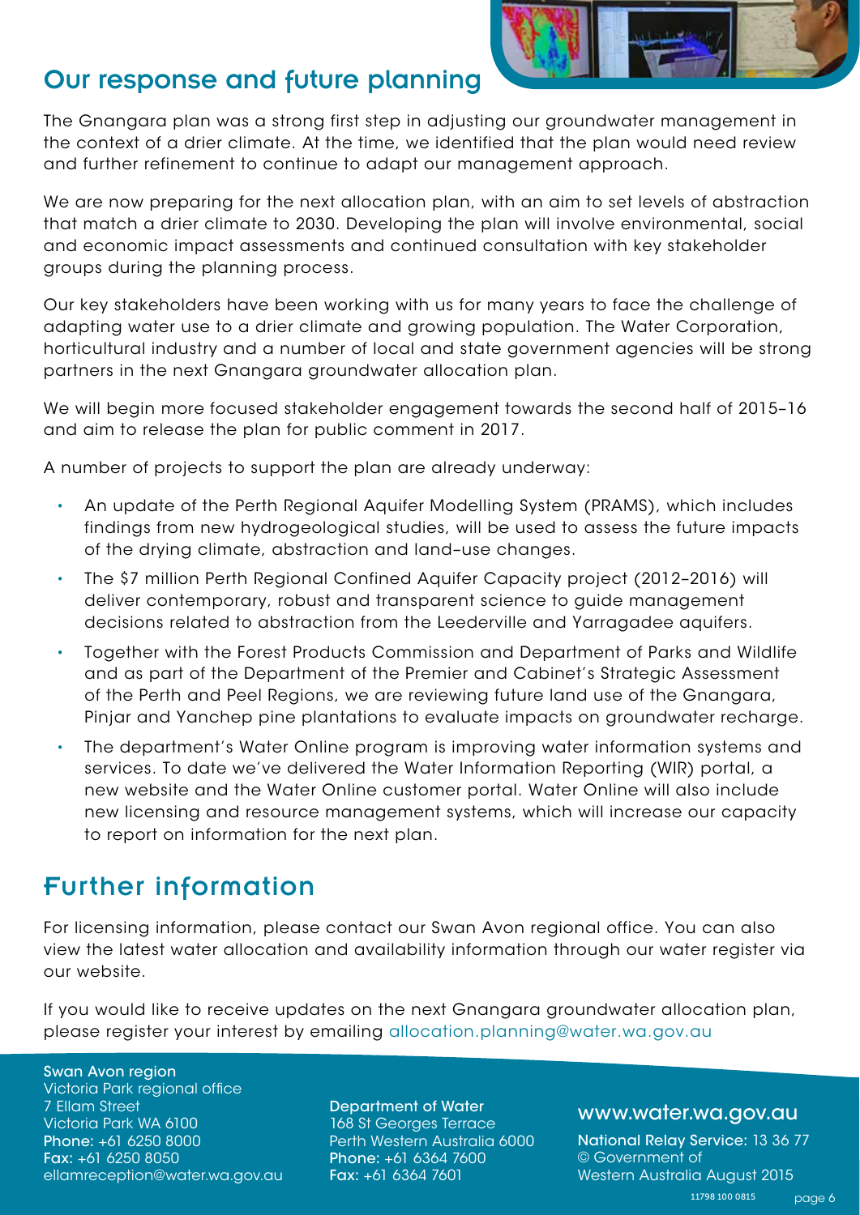## Our response and future planning

The Gnangara plan was a strong first step in adjusting our groundwater management in the context of a drier climate. At the time, we identified that the plan would need review and further refinement to continue to adapt our management approach.

We are now preparing for the next allocation plan, with an aim to set levels of abstraction that match a drier climate to 2030. Developing the plan will involve environmental, social and economic impact assessments and continued consultation with key stakeholder groups during the planning process.

Our key stakeholders have been working with us for many years to face the challenge of adapting water use to a drier climate and growing population. The Water Corporation, horticultural industry and a number of local and state government agencies will be strong partners in the next Gnangara groundwater allocation plan.

We will begin more focused stakeholder engagement towards the second half of 2015–16 and aim to release the plan for public comment in 2017.

A number of projects to support the plan are already underway:

- An update of the Perth Regional Aquifer Modelling System (PRAMS), which includes findings from new hydrogeological studies, will be used to assess the future impacts of the drying climate, abstraction and land-use changes.
- The $7 million Perth Regional Confined Aquifer Capacity project (2012–2016) will deliver contemporary, robust and transparent science to guide management decisions related to abstraction from the Leederville and Yarragadee aquifers.
- Together with the Forest Products Commission and Department of Parks and Wildlife and as part of the Department of the Premier and Cabinet's Strategic Assessment of the Perth and Peel Regions, we are reviewing future land use of the Gnangara, Pinjar and Yanchep pine plantations to evaluate impacts on groundwater recharge.
- The department's Water Online program is improving water information systems and services. To date we've delivered the Water Information Reporting (WIR) portal, a new website and the Water Online customer portal. Water Online will also include new licensing and resource management systems, which will increase our capacity to report on information for the next plan.

## Further information

For licensing information, please contact our Swan Avon regional office. You can also view the latest water allocation and availability information through our water register via our website.

If you would like to receive updates on the next Gnangara groundwater allocation plan, please register your interest by emailing allocation.planning@water.wa.gov.au

**Swan Avon region**
Victoria Park regional office
7 Ellam Street
Victoria Park WA 6100
**Phone:** +61 6250 8000
**Fax:** +61 6250 8050
ellamreception@water.wa.gov.au

**Department of Water**
168 St Georges Terrace
Perth Western Australia 6000
**Phone:** +61 6364 7600
**Fax:** +61 6364 7601

**www.water.wa.gov.au**
**National Relay Service:** 13 36 77
© Government of
Western Australia August 2015

11798 100 0815